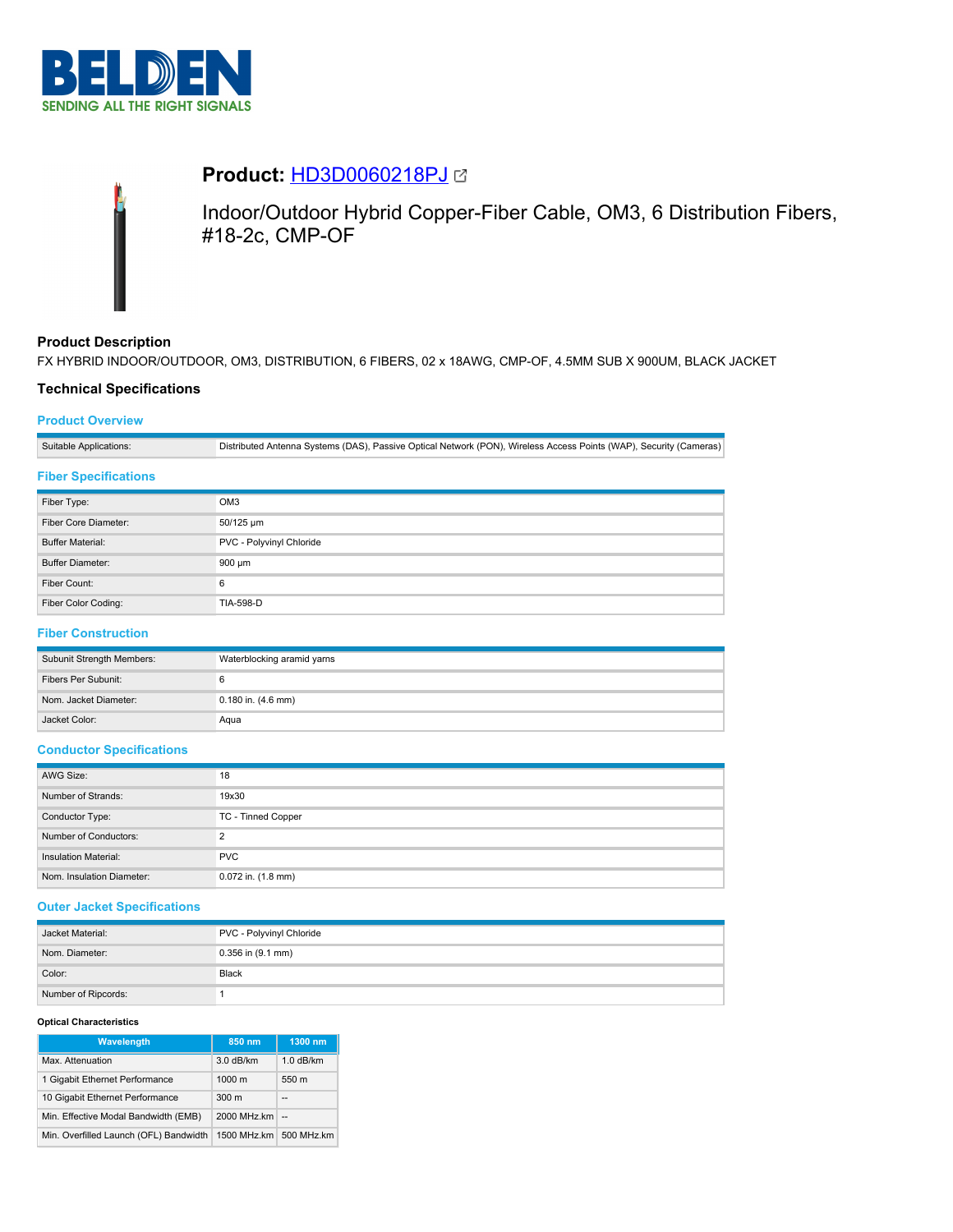# Product: HD3D0060218PJ

Indoor/Outdoor Hybrid Copper-Fiber Cable, OM3, 6 Distribution Fibers, #18-2c, CMP-OF

## Product Description

FX HYBRID INDOOR/OUTDOOR, OM3, DISTRIBUTION, 6 FIBERS, 02 x 18AWG, CMP-OF, 4.5MM SUB X 900UM, BLACK JACKET

## Technical Specifications

### Product Overview

| | |
|---|---|
| Suitable Applications: | Distributed Antenna Systems (DAS), Passive Optical Network (PON), Wireless Access Points (WAP), Security (Cameras) |

### Fiber Specifications

| | |
|---|---|
| Fiber Type: | OM3 |
| Fiber Core Diameter: | 50/125 µm |
| Buffer Material: | PVC - Polyvinyl Chloride |
| Buffer Diameter: | 900 µm |
| Fiber Count: | 6 |
| Fiber Color Coding: | TIA-598-D |

### Fiber Construction

| | |
|---|---|
| Subunit Strength Members: | Waterblocking aramid yarns |
| Fibers Per Subunit: | 6 |
| Nom. Jacket Diameter: | 0.180 in. (4.6 mm) |
| Jacket Color: | Aqua |

### Conductor Specifications

| | |
|---|---|
| AWG Size: | 18 |
| Number of Strands: | 19x30 |
| Conductor Type: | TC - Tinned Copper |
| Number of Conductors: | 2 |
| Insulation Material: | PVC |
| Nom. Insulation Diameter: | 0.072 in. (1.8 mm) |

### Outer Jacket Specifications

| | |
|---|---|
| Jacket Material: | PVC - Polyvinyl Chloride |
| Nom. Diameter: | 0.356 in (9.1 mm) |
| Color: | Black |
| Number of Ripcords: | 1 |

#### Optical Characteristics

| Wavelength | 850 nm | 1300 nm |
|---|---|---|
| Max. Attenuation | 3.0 dB/km | 1.0 dB/km |
| 1 Gigabit Ethernet Performance | 1000 m | 550 m |
| 10 Gigabit Ethernet Performance | 300 m | -- |
| Min. Effective Modal Bandwidth (EMB) | 2000 MHz.km | -- |
| Min. Overfilled Launch (OFL) Bandwidth | 1500 MHz.km | 500 MHz.km |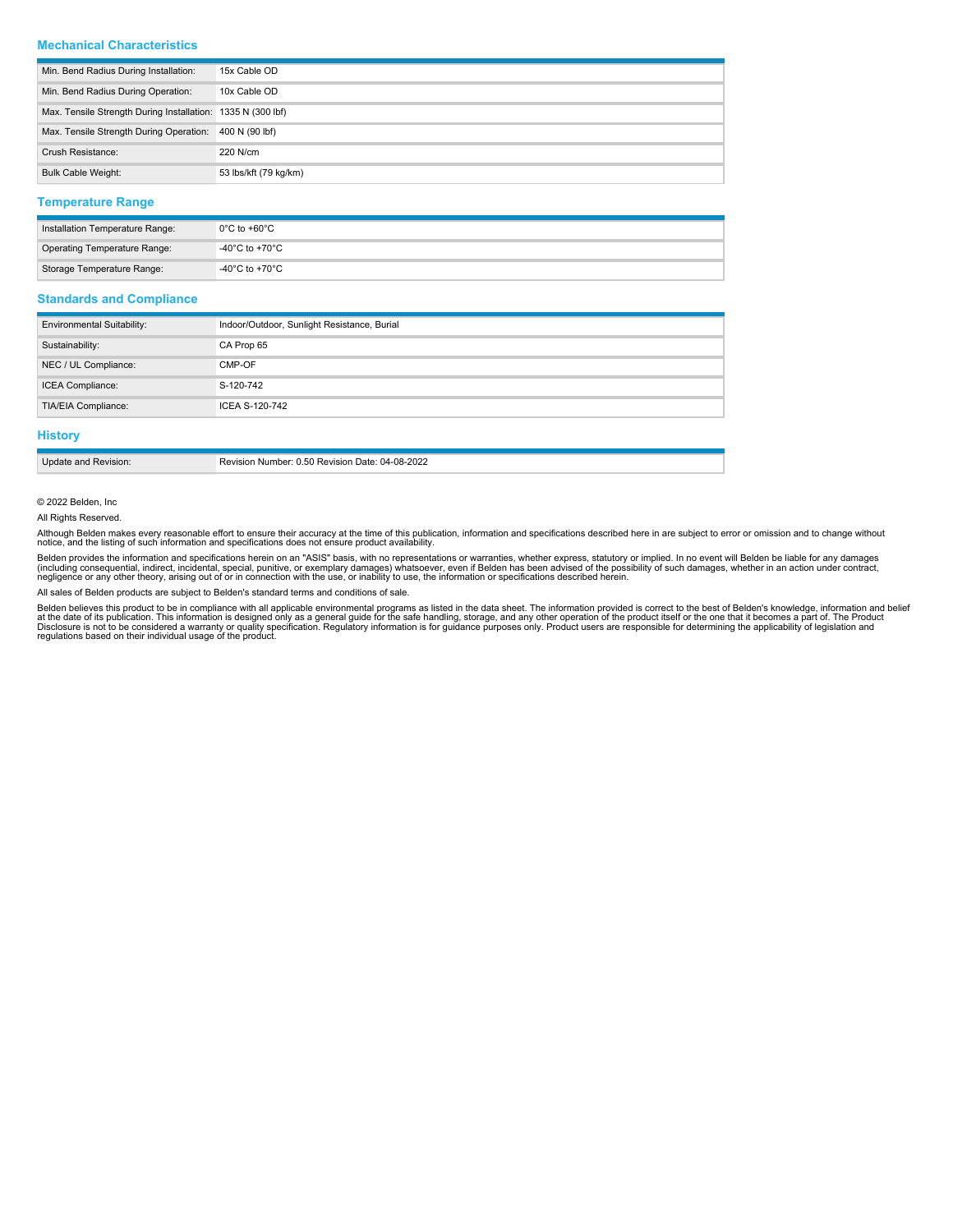## Mechanical Characteristics

| | |
|---|---|
| Min. Bend Radius During Installation: | 15x Cable OD |
| Min. Bend Radius During Operation: | 10x Cable OD |
| Max. Tensile Strength During Installation: | 1335 N (300 lbf) |
| Max. Tensile Strength During Operation: | 400 N (90 lbf) |
| Crush Resistance: | 220 N/cm |
| Bulk Cable Weight: | 53 lbs/kft (79 kg/km) |

## Temperature Range

| | |
|---|---|
| Installation Temperature Range: | 0°C to +60°C |
| Operating Temperature Range: | -40°C to +70°C |
| Storage Temperature Range: | -40°C to +70°C |

## Standards and Compliance

| | |
|---|---|
| Environmental Suitability: | Indoor/Outdoor, Sunlight Resistance, Burial |
| Sustainability: | CA Prop 65 |
| NEC / UL Compliance: | CMP-OF |
| ICEA Compliance: | S-120-742 |
| TIA/EIA Compliance: | ICEA S-120-742 |

## History

| | |
|---|---|
| Update and Revision: | Revision Number: 0.50 Revision Date: 04-08-2022 |

© 2022 Belden, Inc

All Rights Reserved.

Although Belden makes every reasonable effort to ensure their accuracy at the time of this publication, information and specifications described here in are subject to error or omission and to change without notice, and the listing of such information and specifications does not ensure product availability.

Belden provides the information and specifications herein on an "ASIS" basis, with no representations or warranties, whether express, statutory or implied. In no event will Belden be liable for any damages (including consequential, indirect, incidental, special, punitive, or exemplary damages) whatsoever, even if Belden has been advised of the possibility of such damages, whether in an action under contract, negligence or any other theory, arising out of or in connection with the use, or inability to use, the information or specifications described herein.

All sales of Belden products are subject to Belden's standard terms and conditions of sale.

Belden believes this product to be in compliance with all applicable environmental programs as listed in the data sheet. The information provided is correct to the best of Belden's knowledge, information and belief at the date of its publication. This information is designed only as a general guide for the safe handling, storage, and any other operation of the product itself or the one that it becomes a part of. The Product Disclosure is not to be considered a warranty or quality specification. Regulatory information is for guidance purposes only. Product users are responsible for determining the applicability of legislation and regulations based on their individual usage of the product.